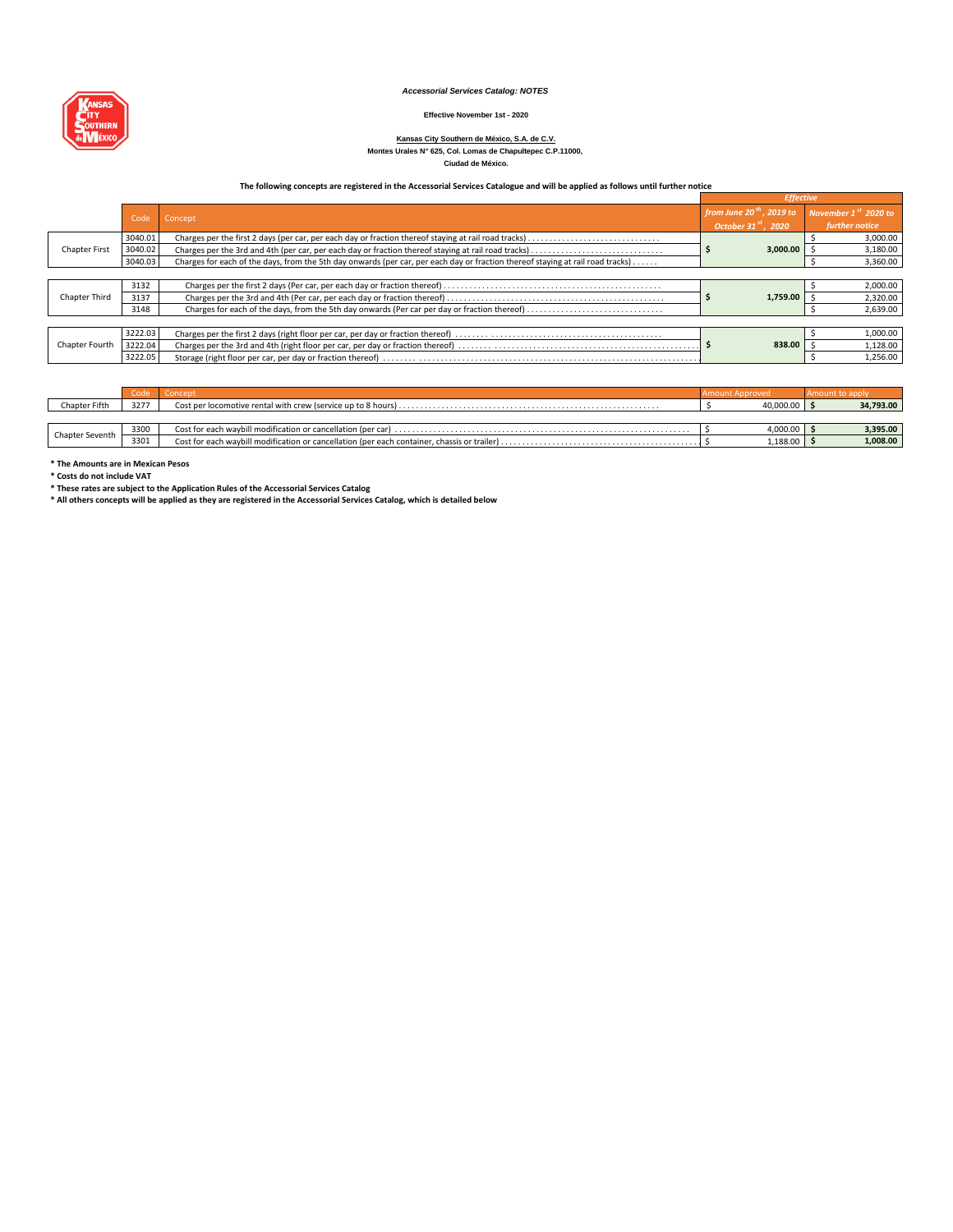*Accessorial Services Catalog: NOTES*

**Effective November 1st - 2020**

**Kansas City Southern de México, S.A. de C.V.**
**Montes Urales N° 625, Col. Lomas de Chapultepec C.P.11000,**
**Ciudad de México.**

**The following concepts are registered in the Accessorial Services Catalogue and will be applied as follows until further notice**

| | Code | Concept | Effective | |
|---|---|---|---|---|
| | | | from June 20th, 2019 to October 31st, 2020 | November 1st 2020 to further notice |
| Chapter First | 3040.01 | Charges per the first 2 days (per car, per each day or fraction thereof staying at rail road tracks) | $ 3,000.00 | $ 3,000.00 |
| | 3040.02 | Charges per the 3rd and 4th (per car, per each day or fraction thereof staying at rail road tracks) | | $ 3,180.00 |
| | 3040.03 | Charges for each of the days, from the 5th day onwards (per car, per each day or fraction thereof staying at rail road tracks) | | $ 3,360.00 |
| Chapter Third | 3132 | Charges per the first 2 days (Per car, per each day or fraction thereof) | $ 1,759.00 | $ 2,000.00 |
| | 3137 | Charges per the 3rd and 4th (Per car, per each day or fraction thereof) | | $ 2,320.00 |
| | 3148 | Charges for each of the days, from the 5th day onwards (Per car per day or fraction thereof) | | $ 2,639.00 |
| Chapter Fourth | 3222.03 | Charges per the first 2 days (right floor per car, per day or fraction thereof) | $ 838.00 | $ 1,000.00 |
| | 3222.04 | Charges per the 3rd and 4th (right floor per car, per day or fraction thereof) | | $ 1,128.00 |
| | 3222.05 | Storage (right floor per car, per day or fraction thereof) | | $ 1,256.00 |

| | Code | Concept | Amount Approved | Amount to apply |
|---|---|---|---|---|
| Chapter Fifth | 3277 | Cost per locomotive rental with crew (service up to 8 hours) | $ 40,000.00 | **$ 34,793.00** |
| Chapter Seventh | 3300 | Cost for each waybill modification or cancellation (per car) | $ 4,000.00 | **$ 3,395.00** |
| | 3301 | Cost for each waybill modification or cancellation (per each container, chassis or trailer) | $ 1,188.00 | **$ 1,008.00** |

**\* The Amounts are in Mexican Pesos**

**\* Costs do not include VAT**

**\* These rates are subject to the Application Rules of the Accessorial Services Catalog**

**\* All others concepts will be applied as they are registered in the Accessorial Services Catalog, which is detailed below**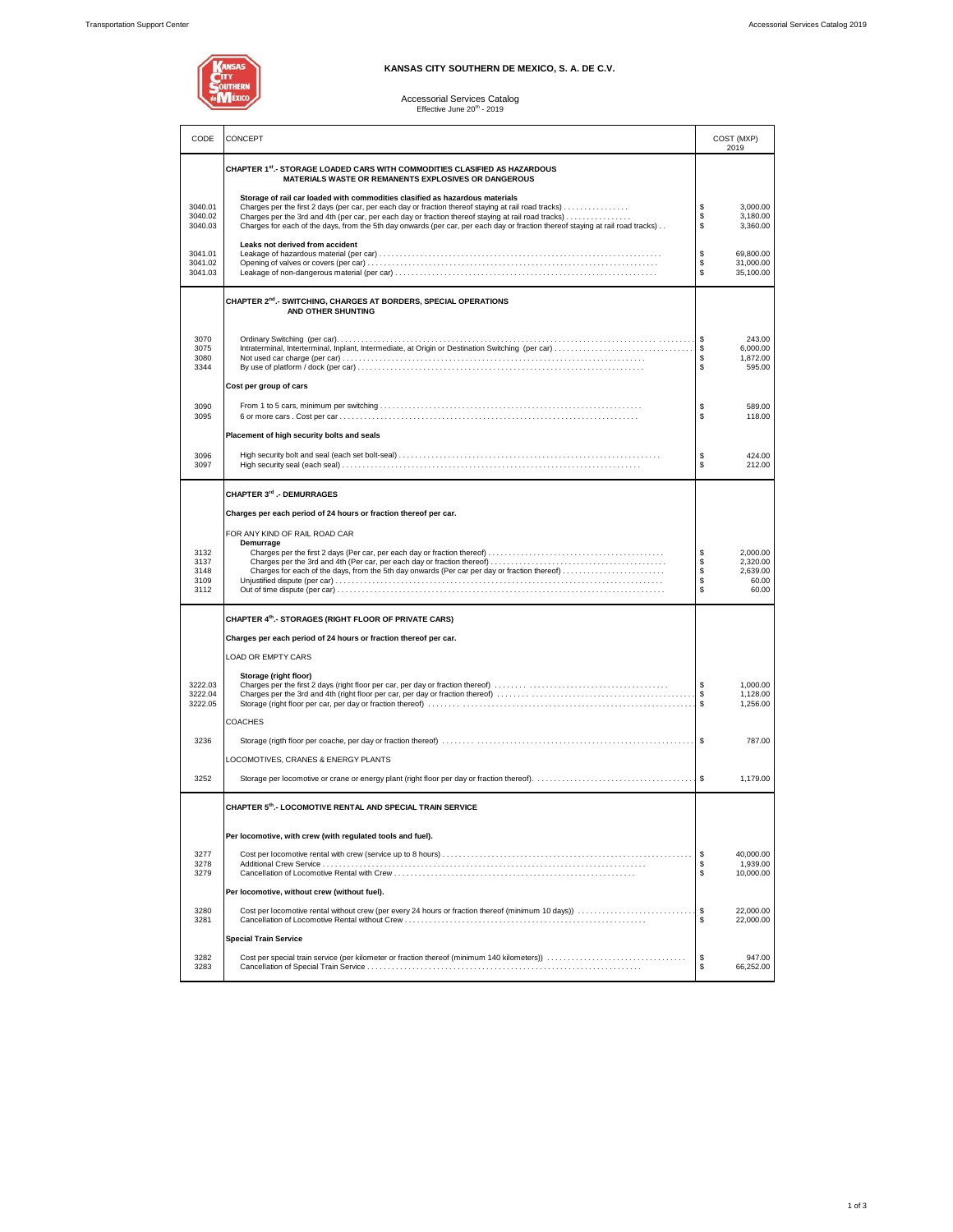# KANSAS CITY SOUTHERN DE MEXICO, S. A. DE C.V.

Accessorial Services Catalog
Effective June 20th - 2019

| CODE | CONCEPT | COST (MXP) 2019 |
|---|---|---|
| | **CHAPTER 1st.- STORAGE LOADED CARS WITH COMMODITIES CLASIFIED AS HAZARDOUS MATERIALS WASTE OR REMANENTS EXPLOSIVES OR DANGEROUS** | |
| | **Storage of rail car loaded with commodities clasified as hazardous materials** | |
| 3040.01 | Charges per the first 2 days (per car, per each day or fraction thereof staying at rail road tracks) | $ 3,000.00 |
| 3040.02 | Charges per the 3rd and 4th (per car, per each day or fraction thereof staying at rail road tracks) | $ 3,180.00 |
| 3040.03 | Charges for each of the days, from the 5th day onwards (per car, per each day or fraction thereof staying at rail road tracks) | $ 3,360.00 |
| | **Leaks not derived from accident** | |
| 3041.01 | Leakage of hazardous material (per car) | $ 69,800.00 |
| 3041.02 | Opening of valves or covers (per car) | $ 31,000.00 |
| 3041.03 | Leakage of non-dangerous material (per car) | $ 35,100.00 |
| | **CHAPTER 2nd.- SWITCHING, CHARGES AT BORDERS, SPECIAL OPERATIONS AND OTHER SHUNTING** | |
| 3070 | Ordinary Switching (per car) | $ 243.00 |
| 3075 | Intraterminal, Interterminal, Inplant, Intermediate, at Origin or Destination Switching (per car) | $ 6,000.00 |
| 3080 | Not used car charge (per car) | $ 1,872.00 |
| 3344 | By use of platform / dock (per car) | $ 595.00 |
| | **Cost per group of cars** | |
| 3090 | From 1 to 5 cars, minimum per switching | $ 589.00 |
| 3095 | 6 or more cars . Cost per car | $ 118.00 |
| | **Placement of high security bolts and seals** | |
| 3096 | High security bolt and seal (each set bolt-seal) | $ 424.00 |
| 3097 | High security seal (each seal) | $ 212.00 |
| | **CHAPTER 3rd .- DEMURRAGES** | |
| | **Charges per each period of 24 hours or fraction thereof per car.** | |
| | FOR ANY KIND OF RAIL ROAD CAR | |
| | **Demurrage** | |
| 3132 | Charges per the first 2 days (Per car, per each day or fraction thereof) | $ 2,000.00 |
| 3137 | Charges per the 3rd and 4th (Per car, per each day or fraction thereof) | $ 2,320.00 |
| 3148 | Charges for each of the days, from the 5th day onwards (Per car per day or fraction thereof) | $ 2,639.00 |
| 3109 | Unjustified dispute (per car) | $ 60.00 |
| 3112 | Out of time dispute (per car) | $ 60.00 |
| | **CHAPTER 4th.- STORAGES (RIGHT FLOOR OF PRIVATE CARS)** | |
| | **Charges per each period of 24 hours or fraction thereof per car.** | |
| | LOAD OR EMPTY CARS | |
| | **Storage (right floor)** | |
| 3222.03 | Charges per the first 2 days (right floor per car, per day or fraction thereof) | $ 1,000.00 |
| 3222.04 | Charges per the 3rd and 4th (right floor per car, per day or fraction thereof) | $ 1,128.00 |
| 3222.05 | Storage (right floor per car, per day or fraction thereof) | $ 1,256.00 |
| | COACHES | |
| 3236 | Storage (rigth floor per coache, per day or fraction thereof) | $ 787.00 |
| | LOCOMOTIVES, CRANES & ENERGY PLANTS | |
| 3252 | Storage per locomotive or crane or energy plant (right floor per day or fraction thereof). | $ 1,179.00 |
| | **CHAPTER 5th.- LOCOMOTIVE RENTAL AND SPECIAL TRAIN SERVICE** | |
| | **Per locomotive, with crew (with regulated tools and fuel).** | |
| 3277 | Cost per locomotive rental with crew (service up to 8 hours) | $ 40,000.00 |
| 3278 | Additional Crew Service | $ 1,939.00 |
| 3279 | Cancellation of Locomotive Rental with Crew | $ 10,000.00 |
| | **Per locomotive, without crew (without fuel).** | |
| 3280 | Cost per locomotive rental without crew (per every 24 hours or fraction thereof (minimum 10 days)) | $ 22,000.00 |
| 3281 | Cancellation of Locomotive Rental without Crew | $ 22,000.00 |
| | **Special Train Service** | |
| 3282 | Cost per special train service (per kilometer or fraction thereof (minimum 140 kilometers)) | $ 947.00 |
| 3283 | Cancellation of Special Train Service | $ 66,252.00 |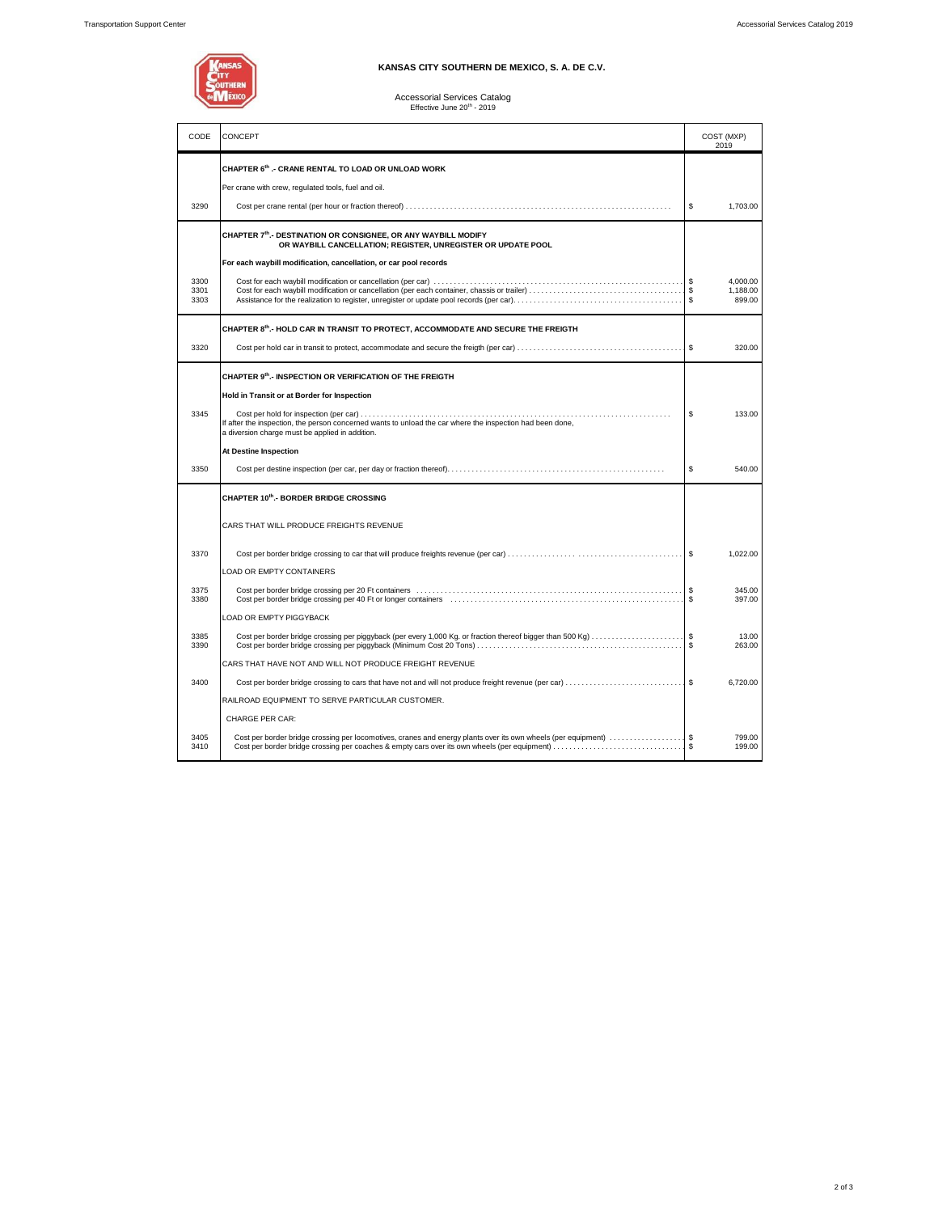# KANSAS CITY SOUTHERN DE MEXICO, S. A. DE C.V.

Accessorial Services Catalog
Effective June 20th - 2019

| CODE | CONCEPT | COST (MXP) 2019 |
|---|---|---|
| | **CHAPTER 6th .- CRANE RENTAL TO LOAD OR UNLOAD WORK** | |
| | Per crane with crew, regulated tools, fuel and oil. | |
| 3290 | Cost per crane rental (per hour or fraction thereof) | $ 1,703.00 |
| | **CHAPTER 7th.- DESTINATION OR CONSIGNEE, OR ANY WAYBILL MODIFY OR WAYBILL CANCELLATION; REGISTER, UNREGISTER OR UPDATE POOL** | |
| | **For each waybill modification, cancellation, or car pool records** | |
| 3300 | Cost for each waybill modification or cancellation (per car) | $ 4,000.00 |
| 3301 | Cost for each waybill modification or cancellation (per each container, chassis or trailer) | $ 1,188.00 |
| 3303 | Assistance for the realization to register, unregister or update pool records (per car). | $ 899.00 |
| | **CHAPTER 8th.- HOLD CAR IN TRANSIT TO PROTECT, ACCOMMODATE AND SECURE THE FREIGTH** | |
| 3320 | Cost per hold car in transit to protect, accommodate and secure the freigth (per car) | $ 320.00 |
| | **CHAPTER 9th.- INSPECTION OR VERIFICATION OF THE FREIGTH** | |
| | **Hold in Transit or at Border for Inspection** | |
| 3345 | Cost per hold for inspection (per car)<br>If after the inspection, the person concerned wants to unload the car where the inspection had been done, a diversion charge must be applied in addition. | $ 133.00 |
| | **At Destine Inspection** | |
| 3350 | Cost per destine inspection (per car, per day or fraction thereof). | $ 540.00 |
| | **CHAPTER 10th.- BORDER BRIDGE CROSSING** | |
| | CARS THAT WILL PRODUCE FREIGHTS REVENUE | |
| 3370 | Cost per border bridge crossing to car that will produce freights revenue (per car) | $ 1,022.00 |
| | LOAD OR EMPTY CONTAINERS | |
| 3375 | Cost per border bridge crossing per 20 Ft containers | $ 345.00 |
| 3380 | Cost per border bridge crossing per 40 Ft or longer containers | $ 397.00 |
| | LOAD OR EMPTY PIGGYBACK | |
| 3385 | Cost per border bridge crossing per piggyback (per every 1,000 Kg. or fraction thereof bigger than 500 Kg) | $ 13.00 |
| 3390 | Cost per border bridge crossing per piggyback (Minimum Cost 20 Tons) | $ 263.00 |
| | CARS THAT HAVE NOT AND WILL NOT PRODUCE FREIGHT REVENUE | |
| 3400 | Cost per border bridge crossing to cars that have not and will not produce freight revenue (per car) | $ 6,720.00 |
| | RAILROAD EQUIPMENT TO SERVE PARTICULAR CUSTOMER. | |
| | CHARGE PER CAR: | |
| 3405 | Cost per border bridge crossing per locomotives, cranes and energy plants over its own wheels (per equipment) | $ 799.00 |
| 3410 | Cost per border bridge crossing per coaches & empty cars over its own wheels (per equipment) | $ 199.00 |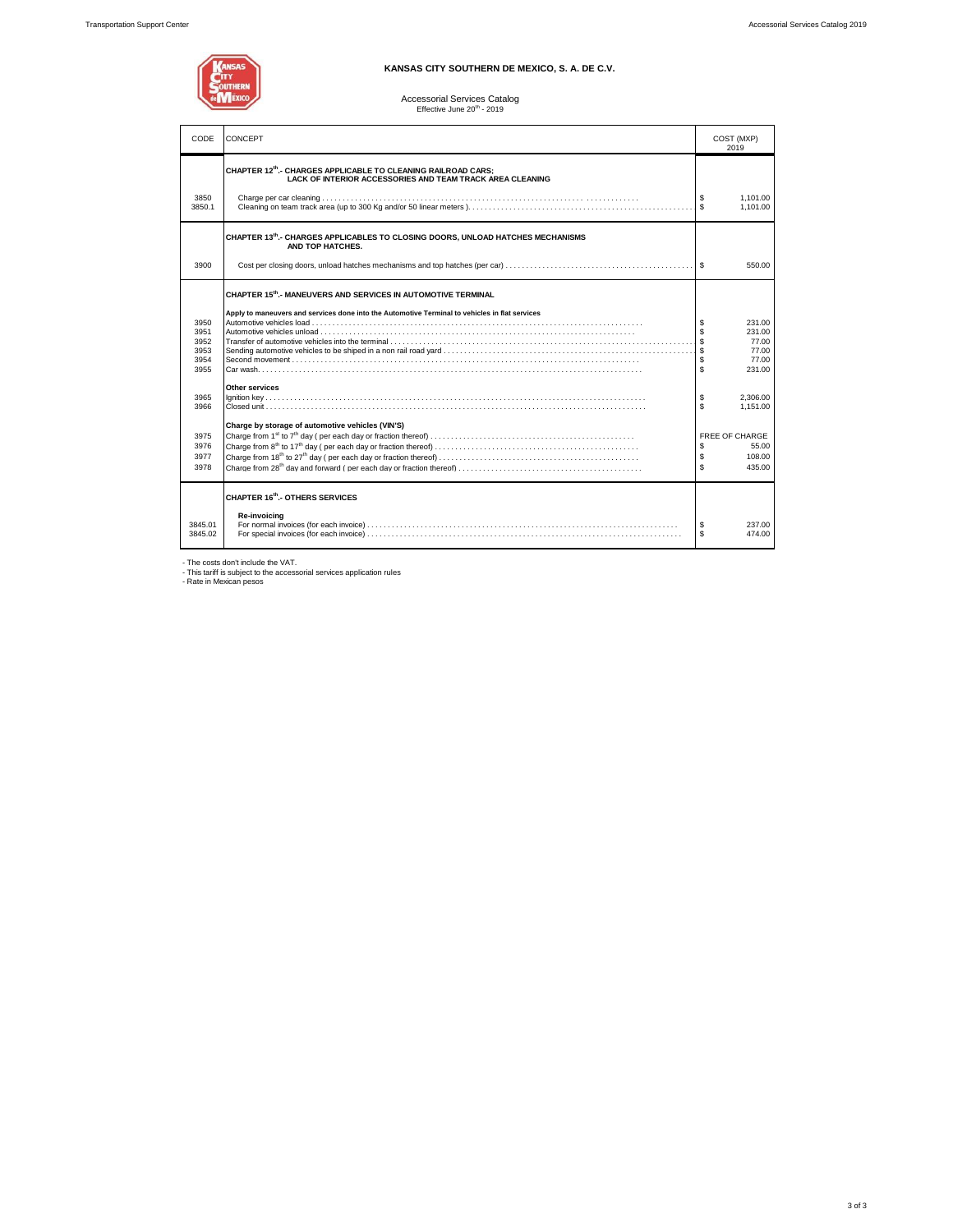**KANSAS CITY SOUTHERN DE MEXICO, S. A. DE C.V.**

Accessorial Services Catalog
Effective June 20th - 2019

| CODE | CONCEPT | COST (MXP) 2019 |
|---|---|---|
| | **CHAPTER 12th.- CHARGES APPLICABLE TO CLEANING RAILROAD CARS; LACK OF INTERIOR ACCESSORIES AND TEAM TRACK AREA CLEANING** | |
| 3850 | Charge per car cleaning | $ 1,101.00 |
| 3850.1 | Cleaning on team track area (up to 300 Kg and/or 50 linear meters ). | $ 1,101.00 |
| | **CHAPTER 13th.- CHARGES APPLICABLES TO CLOSING DOORS, UNLOAD HATCHES MECHANISMS AND TOP HATCHES.** | |
| 3900 | Cost per closing doors, unload hatches mechanisms and top hatches (per car) | $ 550.00 |
| | **CHAPTER 15th.- MANEUVERS AND SERVICES IN AUTOMOTIVE TERMINAL** | |
| | **Apply to maneuvers and services done into the Automotive Terminal to vehicles in flat services** | |
| 3950 | Automotive vehicles load | $ 231.00 |
| 3951 | Automotive vehicles unload | $ 231.00 |
| 3952 | Transfer of automotive vehicles into the terminal | $ 77.00 |
| 3953 | Sending automotive vehicles to be shiped in a non rail road yard | $ 77.00 |
| 3954 | Second movement | $ 77.00 |
| 3955 | Car wash. | $ 231.00 |
| | **Other services** | |
| 3965 | Ignition key | $ 2,306.00 |
| 3966 | Closed unit | $ 1,151.00 |
| | **Charge by storage of automotive vehicles (VIN'S)** | |
| 3975 | Charge from 1st to 7th day ( per each day or fraction thereof) | FREE OF CHARGE |
| 3976 | Charge from 8th to 17th day ( per each day or fraction thereof) | $ 55.00 |
| 3977 | Charge from 18th to 27th day ( per each day or fraction thereof) | $ 108.00 |
| 3978 | Charge from 28th day and forward ( per each day or fraction thereof) | $ 435.00 |
| | **CHAPTER 16th.- OTHERS SERVICES** | |
| | **Re-invoicing** | |
| 3845.01 | For normal invoices (for each invoice) | $ 237.00 |
| 3845.02 | For special invoices (for each invoice) | $ 474.00 |

- The costs don't include the VAT.
- This tariff is subject to the accessorial services application rules
- Rate in Mexican pesos